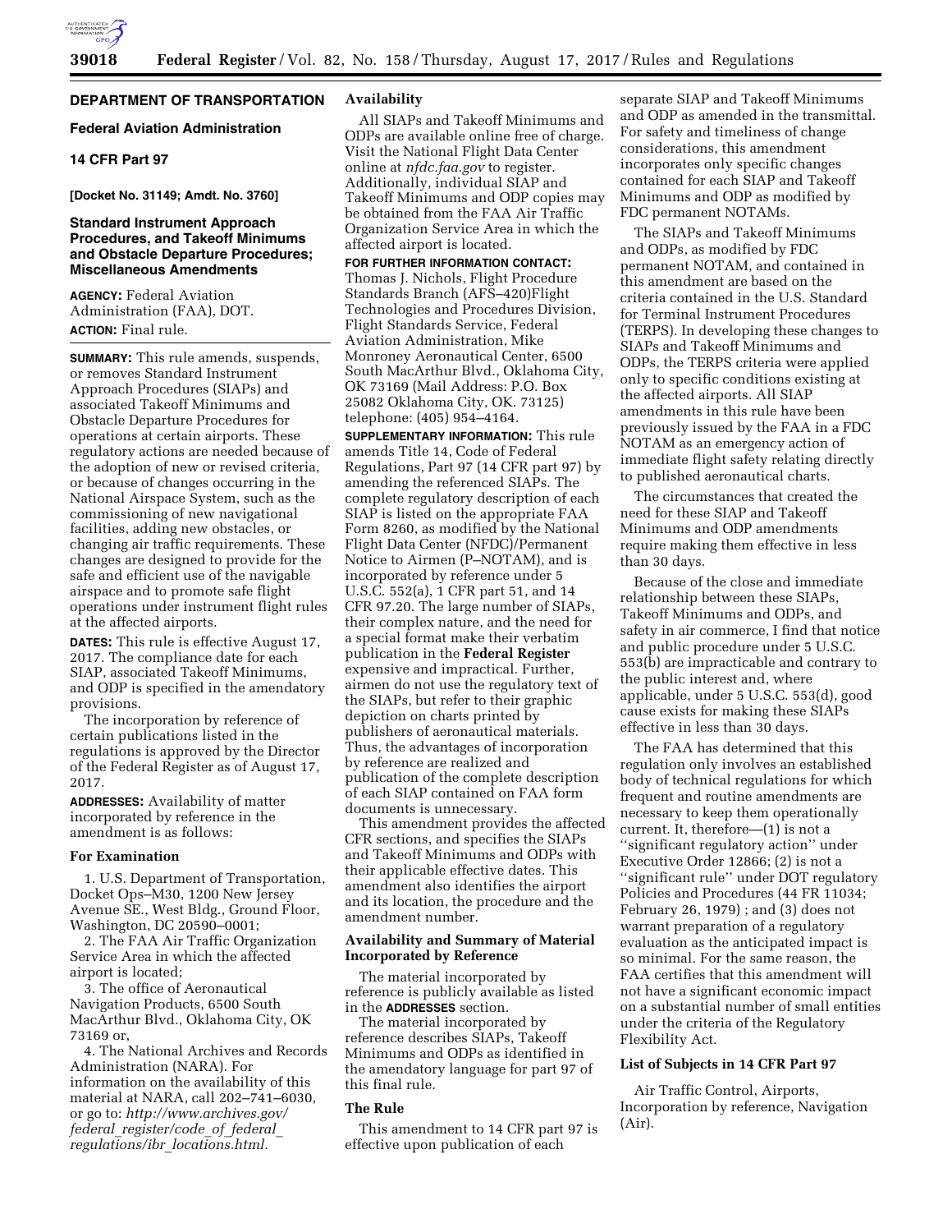## DEPARTMENT OF TRANSPORTATION

### Federal Aviation Administration

### 14 CFR Part 97

**[Docket No. 31149; Amdt. No. 3760]**

### Standard Instrument Approach Procedures, and Takeoff Minimums and Obstacle Departure Procedures; Miscellaneous Amendments

**AGENCY:** Federal Aviation Administration (FAA), DOT.

**ACTION:** Final rule.

**SUMMARY:** This rule amends, suspends, or removes Standard Instrument Approach Procedures (SIAPs) and associated Takeoff Minimums and Obstacle Departure Procedures for operations at certain airports. These regulatory actions are needed because of the adoption of new or revised criteria, or because of changes occurring in the National Airspace System, such as the commissioning of new navigational facilities, adding new obstacles, or changing air traffic requirements. These changes are designed to provide for the safe and efficient use of the navigable airspace and to promote safe flight operations under instrument flight rules at the affected airports.

**DATES:** This rule is effective August 17, 2017. The compliance date for each SIAP, associated Takeoff Minimums, and ODP is specified in the amendatory provisions.

The incorporation by reference of certain publications listed in the regulations is approved by the Director of the Federal Register as of August 17, 2017.

**ADDRESSES:** Availability of matter incorporated by reference in the amendment is as follows:

#### For Examination

1. U.S. Department of Transportation, Docket Ops–M30, 1200 New Jersey Avenue SE., West Bldg., Ground Floor, Washington, DC 20590–0001;

2. The FAA Air Traffic Organization Service Area in which the affected airport is located;

3. The office of Aeronautical Navigation Products, 6500 South MacArthur Blvd., Oklahoma City, OK 73169 or,

4. The National Archives and Records Administration (NARA). For information on the availability of this material at NARA, call 202–741–6030, or go to: *http://www.archives.gov/federal_register/code_of_federal_regulations/ibr_locations.html.*

#### Availability

All SIAPs and Takeoff Minimums and ODPs are available online free of charge. Visit the National Flight Data Center online at *nfdc.faa.gov* to register. Additionally, individual SIAP and Takeoff Minimums and ODP copies may be obtained from the FAA Air Traffic Organization Service Area in which the affected airport is located.

**FOR FURTHER INFORMATION CONTACT:** Thomas J. Nichols, Flight Procedure Standards Branch (AFS–420)Flight Technologies and Procedures Division, Flight Standards Service, Federal Aviation Administration, Mike Monroney Aeronautical Center, 6500 South MacArthur Blvd., Oklahoma City, OK 73169 (Mail Address: P.O. Box 25082 Oklahoma City, OK. 73125) telephone: (405) 954–4164.

**SUPPLEMENTARY INFORMATION:** This rule amends Title 14, Code of Federal Regulations, Part 97 (14 CFR part 97) by amending the referenced SIAPs. The complete regulatory description of each SIAP is listed on the appropriate FAA Form 8260, as modified by the National Flight Data Center (NFDC)/Permanent Notice to Airmen (P–NOTAM), and is incorporated by reference under 5 U.S.C. 552(a), 1 CFR part 51, and 14 CFR 97.20. The large number of SIAPs, their complex nature, and the need for a special format make their verbatim publication in the **Federal Register** expensive and impractical. Further, airmen do not use the regulatory text of the SIAPs, but refer to their graphic depiction on charts printed by publishers of aeronautical materials. Thus, the advantages of incorporation by reference are realized and publication of the complete description of each SIAP contained on FAA form documents is unnecessary.

This amendment provides the affected CFR sections, and specifies the SIAPs and Takeoff Minimums and ODPs with their applicable effective dates. This amendment also identifies the airport and its location, the procedure and the amendment number.

#### Availability and Summary of Material Incorporated by Reference

The material incorporated by reference is publicly available as listed in the **ADDRESSES** section.

The material incorporated by reference describes SIAPs, Takeoff Minimums and ODPs as identified in the amendatory language for part 97 of this final rule.

#### The Rule

This amendment to 14 CFR part 97 is effective upon publication of each separate SIAP and Takeoff Minimums and ODP as amended in the transmittal. For safety and timeliness of change considerations, this amendment incorporates only specific changes contained for each SIAP and Takeoff Minimums and ODP as modified by FDC permanent NOTAMs.

The SIAPs and Takeoff Minimums and ODPs, as modified by FDC permanent NOTAM, and contained in this amendment are based on the criteria contained in the U.S. Standard for Terminal Instrument Procedures (TERPS). In developing these changes to SIAPs and Takeoff Minimums and ODPs, the TERPS criteria were applied only to specific conditions existing at the affected airports. All SIAP amendments in this rule have been previously issued by the FAA in a FDC NOTAM as an emergency action of immediate flight safety relating directly to published aeronautical charts.

The circumstances that created the need for these SIAP and Takeoff Minimums and ODP amendments require making them effective in less than 30 days.

Because of the close and immediate relationship between these SIAPs, Takeoff Minimums and ODPs, and safety in air commerce, I find that notice and public procedure under 5 U.S.C. 553(b) are impracticable and contrary to the public interest and, where applicable, under 5 U.S.C. 553(d), good cause exists for making these SIAPs effective in less than 30 days.

The FAA has determined that this regulation only involves an established body of technical regulations for which frequent and routine amendments are necessary to keep them operationally current. It, therefore—(1) is not a ''significant regulatory action'' under Executive Order 12866; (2) is not a ''significant rule'' under DOT regulatory Policies and Procedures (44 FR 11034; February 26, 1979) ; and (3) does not warrant preparation of a regulatory evaluation as the anticipated impact is so minimal. For the same reason, the FAA certifies that this amendment will not have a significant economic impact on a substantial number of small entities under the criteria of the Regulatory Flexibility Act.

#### List of Subjects in 14 CFR Part 97

Air Traffic Control, Airports, Incorporation by reference, Navigation (Air).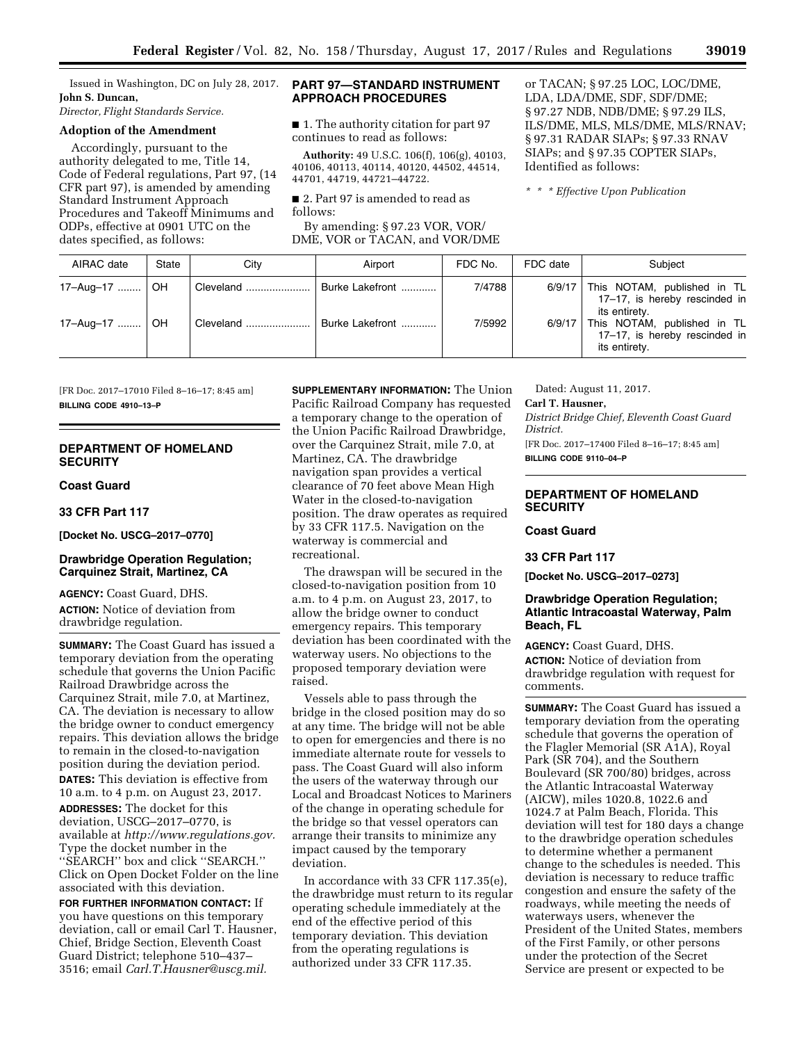Issued in Washington, DC on July 28, 2017.

**John S. Duncan,**

*Director, Flight Standards Service.*

### Adoption of the Amendment

Accordingly, pursuant to the authority delegated to me, Title 14, Code of Federal regulations, Part 97, (14 CFR part 97), is amended by amending Standard Instrument Approach Procedures and Takeoff Minimums and ODPs, effective at 0901 UTC on the dates specified, as follows:

### PART 97—STANDARD INSTRUMENT APPROACH PROCEDURES

■ 1. The authority citation for part 97 continues to read as follows:

**Authority:** 49 U.S.C. 106(f), 106(g), 40103, 40106, 40113, 40114, 40120, 44502, 44514, 44701, 44719, 44721–44722.

■ 2. Part 97 is amended to read as follows:

By amending: § 97.23 VOR, VOR/DME, VOR or TACAN, and VOR/DME or TACAN; § 97.25 LOC, LOC/DME, LDA, LDA/DME, SDF, SDF/DME; § 97.27 NDB, NDB/DME; § 97.29 ILS, ILS/DME, MLS, MLS/DME, MLS/RNAV; § 97.31 RADAR SIAPs; § 97.33 RNAV SIAPs; and § 97.35 COPTER SIAPs, Identified as follows:

*\* \* \* Effective Upon Publication*

| AIRAC date | State | City | Airport | FDC No. | FDC date | Subject |
|---|---|---|---|---|---|---|
| 17–Aug–17 | OH | Cleveland | Burke Lakefront | 7/4788 | 6/9/17 | This NOTAM, published in TL 17–17, is hereby rescinded in its entirety. |
| 17–Aug–17 | OH | Cleveland | Burke Lakefront | 7/5992 | 6/9/17 | This NOTAM, published in TL 17–17, is hereby rescinded in its entirety. |

[FR Doc. 2017–17010 Filed 8–16–17; 8:45 am]

**BILLING CODE 4910–13–P**

## DEPARTMENT OF HOMELAND SECURITY

### Coast Guard

### 33 CFR Part 117

**[Docket No. USCG–2017–0770]**

### Drawbridge Operation Regulation; Carquinez Strait, Martinez, CA

**AGENCY:** Coast Guard, DHS.

**ACTION:** Notice of deviation from drawbridge regulation.

**SUMMARY:** The Coast Guard has issued a temporary deviation from the operating schedule that governs the Union Pacific Railroad Drawbridge across the Carquinez Strait, mile 7.0, at Martinez, CA. The deviation is necessary to allow the bridge owner to conduct emergency repairs. This deviation allows the bridge to remain in the closed-to-navigation position during the deviation period.

**DATES:** This deviation is effective from 10 a.m. to 4 p.m. on August 23, 2017.

**ADDRESSES:** The docket for this deviation, USCG–2017–0770, is available at *http://www.regulations.gov.* Type the docket number in the ''SEARCH'' box and click ''SEARCH.'' Click on Open Docket Folder on the line associated with this deviation.

**FOR FURTHER INFORMATION CONTACT:** If you have questions on this temporary deviation, call or email Carl T. Hausner, Chief, Bridge Section, Eleventh Coast Guard District; telephone 510–437–3516; email *Carl.T.Hausner@uscg.mil.*

**SUPPLEMENTARY INFORMATION:** The Union Pacific Railroad Company has requested a temporary change to the operation of the Union Pacific Railroad Drawbridge, over the Carquinez Strait, mile 7.0, at Martinez, CA. The drawbridge navigation span provides a vertical clearance of 70 feet above Mean High Water in the closed-to-navigation position. The draw operates as required by 33 CFR 117.5. Navigation on the waterway is commercial and recreational.

The drawspan will be secured in the closed-to-navigation position from 10 a.m. to 4 p.m. on August 23, 2017, to allow the bridge owner to conduct emergency repairs. This temporary deviation has been coordinated with the waterway users. No objections to the proposed temporary deviation were raised.

Vessels able to pass through the bridge in the closed position may do so at any time. The bridge will not be able to open for emergencies and there is no immediate alternate route for vessels to pass. The Coast Guard will also inform the users of the waterway through our Local and Broadcast Notices to Mariners of the change in operating schedule for the bridge so that vessel operators can arrange their transits to minimize any impact caused by the temporary deviation.

In accordance with 33 CFR 117.35(e), the drawbridge must return to its regular operating schedule immediately at the end of the effective period of this temporary deviation. This deviation from the operating regulations is authorized under 33 CFR 117.35.

Dated: August 11, 2017.

**Carl T. Hausner,**

*District Bridge Chief, Eleventh Coast Guard District.*

[FR Doc. 2017–17400 Filed 8–16–17; 8:45 am]

**BILLING CODE 9110–04–P**

## DEPARTMENT OF HOMELAND SECURITY

### Coast Guard

### 33 CFR Part 117

**[Docket No. USCG–2017–0273]**

### Drawbridge Operation Regulation; Atlantic Intracoastal Waterway, Palm Beach, FL

**AGENCY:** Coast Guard, DHS.

**ACTION:** Notice of deviation from drawbridge regulation with request for comments.

**SUMMARY:** The Coast Guard has issued a temporary deviation from the operating schedule that governs the operation of the Flagler Memorial (SR A1A), Royal Park (SR 704), and the Southern Boulevard (SR 700/80) bridges, across the Atlantic Intracoastal Waterway (AICW), miles 1020.8, 1022.6 and 1024.7 at Palm Beach, Florida. This deviation will test for 180 days a change to the drawbridge operation schedules to determine whether a permanent change to the schedules is needed. This deviation is necessary to reduce traffic congestion and ensure the safety of the roadways, while meeting the needs of waterways users, whenever the President of the United States, members of the First Family, or other persons under the protection of the Secret Service are present or expected to be